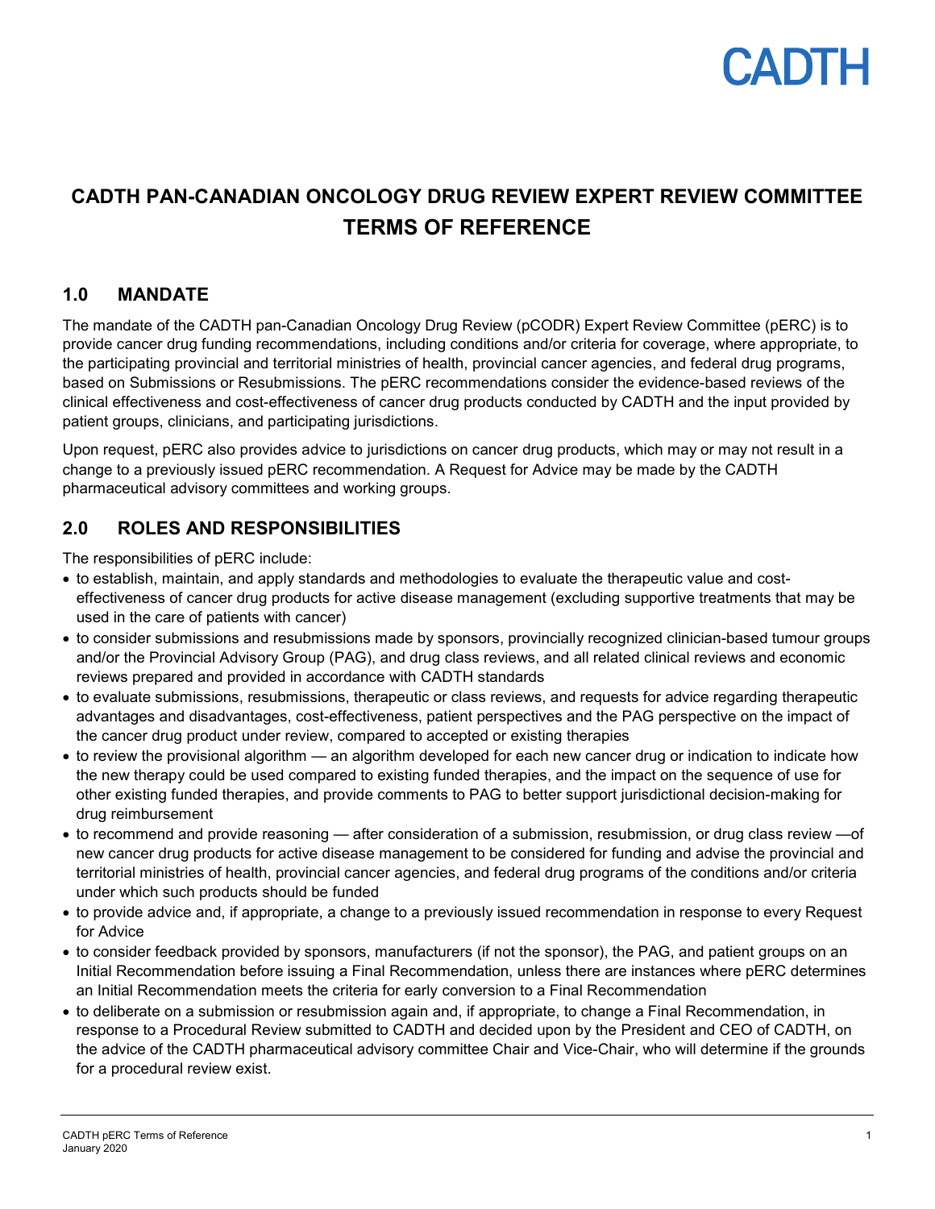# CADTH PAN-CANADIAN ONCOLOGY DRUG REVIEW EXPERT REVIEW COMMITTEE TERMS OF REFERENCE

## 1.0 MANDATE

The mandate of the CADTH pan-Canadian Oncology Drug Review (pCODR) Expert Review Committee (pERC) is to provide cancer drug funding recommendations, including conditions and/or criteria for coverage, where appropriate, to the participating provincial and territorial ministries of health, provincial cancer agencies, and federal drug programs, based on Submissions or Resubmissions. The pERC recommendations consider the evidence-based reviews of the clinical effectiveness and cost-effectiveness of cancer drug products conducted by CADTH and the input provided by patient groups, clinicians, and participating jurisdictions.

Upon request, pERC also provides advice to jurisdictions on cancer drug products, which may or may not result in a change to a previously issued pERC recommendation. A Request for Advice may be made by the CADTH pharmaceutical advisory committees and working groups.

## 2.0 ROLES AND RESPONSIBILITIES

The responsibilities of pERC include:

- to establish, maintain, and apply standards and methodologies to evaluate the therapeutic value and cost-effectiveness of cancer drug products for active disease management (excluding supportive treatments that may be used in the care of patients with cancer)
- to consider submissions and resubmissions made by sponsors, provincially recognized clinician-based tumour groups and/or the Provincial Advisory Group (PAG), and drug class reviews, and all related clinical reviews and economic reviews prepared and provided in accordance with CADTH standards
- to evaluate submissions, resubmissions, therapeutic or class reviews, and requests for advice regarding therapeutic advantages and disadvantages, cost-effectiveness, patient perspectives and the PAG perspective on the impact of the cancer drug product under review, compared to accepted or existing therapies
- to review the provisional algorithm — an algorithm developed for each new cancer drug or indication to indicate how the new therapy could be used compared to existing funded therapies, and the impact on the sequence of use for other existing funded therapies, and provide comments to PAG to better support jurisdictional decision-making for drug reimbursement
- to recommend and provide reasoning — after consideration of a submission, resubmission, or drug class review —of new cancer drug products for active disease management to be considered for funding and advise the provincial and territorial ministries of health, provincial cancer agencies, and federal drug programs of the conditions and/or criteria under which such products should be funded
- to provide advice and, if appropriate, a change to a previously issued recommendation in response to every Request for Advice
- to consider feedback provided by sponsors, manufacturers (if not the sponsor), the PAG, and patient groups on an Initial Recommendation before issuing a Final Recommendation, unless there are instances where pERC determines an Initial Recommendation meets the criteria for early conversion to a Final Recommendation
- to deliberate on a submission or resubmission again and, if appropriate, to change a Final Recommendation, in response to a Procedural Review submitted to CADTH and decided upon by the President and CEO of CADTH, on the advice of the CADTH pharmaceutical advisory committee Chair and Vice-Chair, who will determine if the grounds for a procedural review exist.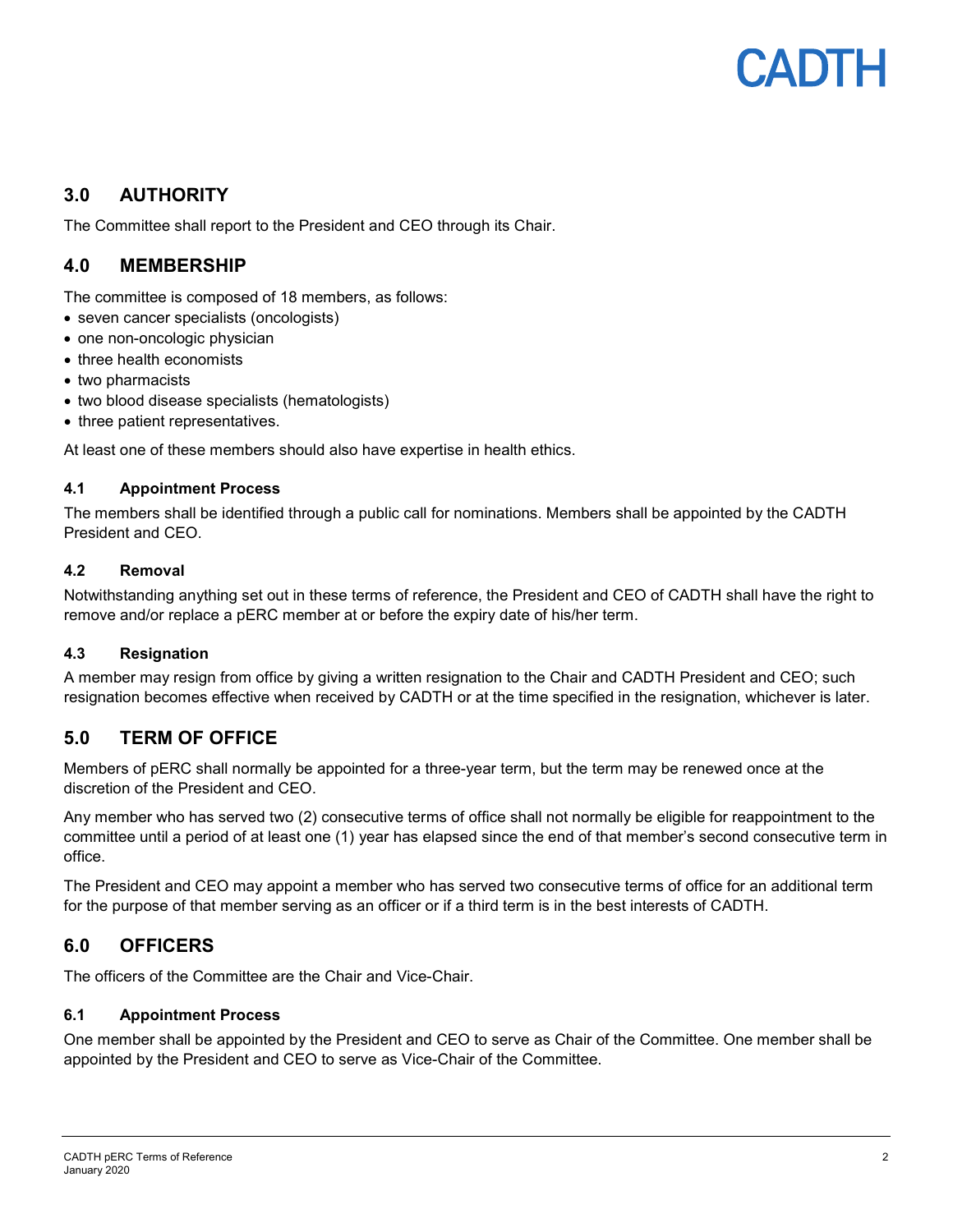## 3.0 AUTHORITY

The Committee shall report to the President and CEO through its Chair.

## 4.0 MEMBERSHIP

The committee is composed of 18 members, as follows:

- seven cancer specialists (oncologists)
- one non-oncologic physician
- three health economists
- two pharmacists
- two blood disease specialists (hematologists)
- three patient representatives.

At least one of these members should also have expertise in health ethics.

### 4.1 Appointment Process

The members shall be identified through a public call for nominations. Members shall be appointed by the CADTH President and CEO.

### 4.2 Removal

Notwithstanding anything set out in these terms of reference, the President and CEO of CADTH shall have the right to remove and/or replace a pERC member at or before the expiry date of his/her term.

### 4.3 Resignation

A member may resign from office by giving a written resignation to the Chair and CADTH President and CEO; such resignation becomes effective when received by CADTH or at the time specified in the resignation, whichever is later.

## 5.0 TERM OF OFFICE

Members of pERC shall normally be appointed for a three-year term, but the term may be renewed once at the discretion of the President and CEO.

Any member who has served two (2) consecutive terms of office shall not normally be eligible for reappointment to the committee until a period of at least one (1) year has elapsed since the end of that member's second consecutive term in office.

The President and CEO may appoint a member who has served two consecutive terms of office for an additional term for the purpose of that member serving as an officer or if a third term is in the best interests of CADTH.

## 6.0 OFFICERS

The officers of the Committee are the Chair and Vice-Chair.

### 6.1 Appointment Process

One member shall be appointed by the President and CEO to serve as Chair of the Committee. One member shall be appointed by the President and CEO to serve as Vice-Chair of the Committee.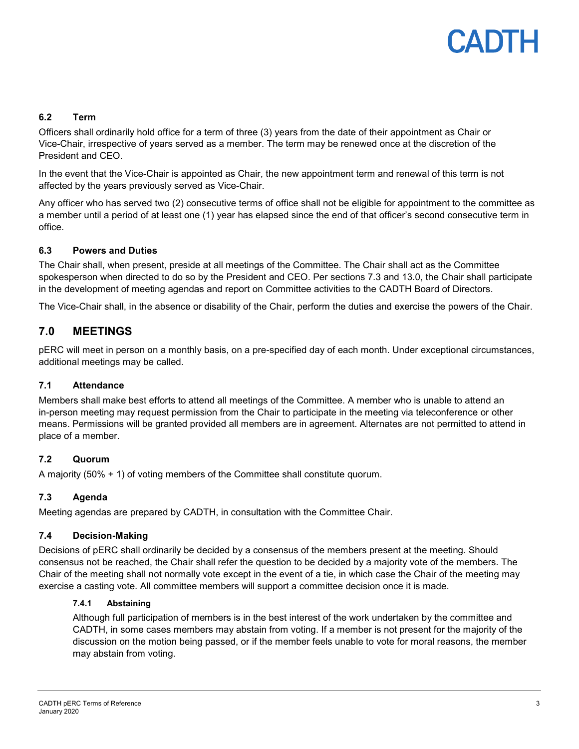### 6.2 Term

Officers shall ordinarily hold office for a term of three (3) years from the date of their appointment as Chair or Vice-Chair, irrespective of years served as a member. The term may be renewed once at the discretion of the President and CEO.

In the event that the Vice-Chair is appointed as Chair, the new appointment term and renewal of this term is not affected by the years previously served as Vice-Chair.

Any officer who has served two (2) consecutive terms of office shall not be eligible for appointment to the committee as a member until a period of at least one (1) year has elapsed since the end of that officer's second consecutive term in office.

### 6.3 Powers and Duties

The Chair shall, when present, preside at all meetings of the Committee. The Chair shall act as the Committee spokesperson when directed to do so by the President and CEO. Per sections 7.3 and 13.0, the Chair shall participate in the development of meeting agendas and report on Committee activities to the CADTH Board of Directors.

The Vice-Chair shall, in the absence or disability of the Chair, perform the duties and exercise the powers of the Chair.

## 7.0 MEETINGS

pERC will meet in person on a monthly basis, on a pre-specified day of each month. Under exceptional circumstances, additional meetings may be called.

### 7.1 Attendance

Members shall make best efforts to attend all meetings of the Committee. A member who is unable to attend an in-person meeting may request permission from the Chair to participate in the meeting via teleconference or other means. Permissions will be granted provided all members are in agreement. Alternates are not permitted to attend in place of a member.

### 7.2 Quorum

A majority (50% + 1) of voting members of the Committee shall constitute quorum.

### 7.3 Agenda

Meeting agendas are prepared by CADTH, in consultation with the Committee Chair.

### 7.4 Decision-Making

Decisions of pERC shall ordinarily be decided by a consensus of the members present at the meeting. Should consensus not be reached, the Chair shall refer the question to be decided by a majority vote of the members. The Chair of the meeting shall not normally vote except in the event of a tie, in which case the Chair of the meeting may exercise a casting vote. All committee members will support a committee decision once it is made.

#### 7.4.1 Abstaining

Although full participation of members is in the best interest of the work undertaken by the committee and CADTH, in some cases members may abstain from voting. If a member is not present for the majority of the discussion on the motion being passed, or if the member feels unable to vote for moral reasons, the member may abstain from voting.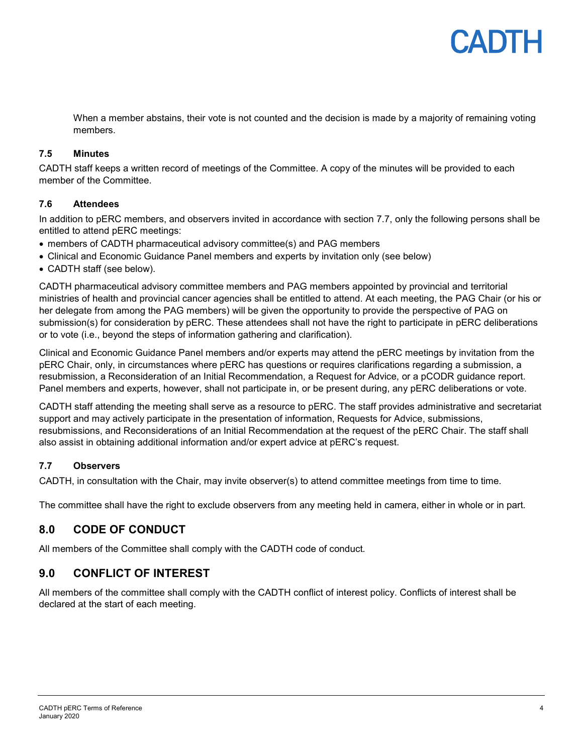When a member abstains, their vote is not counted and the decision is made by a majority of remaining voting members.

### 7.5 Minutes

CADTH staff keeps a written record of meetings of the Committee. A copy of the minutes will be provided to each member of the Committee.

### 7.6 Attendees

In addition to pERC members, and observers invited in accordance with section 7.7, only the following persons shall be entitled to attend pERC meetings:

- members of CADTH pharmaceutical advisory committee(s) and PAG members
- Clinical and Economic Guidance Panel members and experts by invitation only (see below)
- CADTH staff (see below).

CADTH pharmaceutical advisory committee members and PAG members appointed by provincial and territorial ministries of health and provincial cancer agencies shall be entitled to attend. At each meeting, the PAG Chair (or his or her delegate from among the PAG members) will be given the opportunity to provide the perspective of PAG on submission(s) for consideration by pERC. These attendees shall not have the right to participate in pERC deliberations or to vote (i.e., beyond the steps of information gathering and clarification).

Clinical and Economic Guidance Panel members and/or experts may attend the pERC meetings by invitation from the pERC Chair, only, in circumstances where pERC has questions or requires clarifications regarding a submission, a resubmission, a Reconsideration of an Initial Recommendation, a Request for Advice, or a pCODR guidance report. Panel members and experts, however, shall not participate in, or be present during, any pERC deliberations or vote.

CADTH staff attending the meeting shall serve as a resource to pERC. The staff provides administrative and secretariat support and may actively participate in the presentation of information, Requests for Advice, submissions, resubmissions, and Reconsiderations of an Initial Recommendation at the request of the pERC Chair. The staff shall also assist in obtaining additional information and/or expert advice at pERC's request.

### 7.7 Observers

CADTH, in consultation with the Chair, may invite observer(s) to attend committee meetings from time to time.

The committee shall have the right to exclude observers from any meeting held in camera, either in whole or in part.

## 8.0 CODE OF CONDUCT

All members of the Committee shall comply with the CADTH code of conduct.

## 9.0 CONFLICT OF INTEREST

All members of the committee shall comply with the CADTH conflict of interest policy. Conflicts of interest shall be declared at the start of each meeting.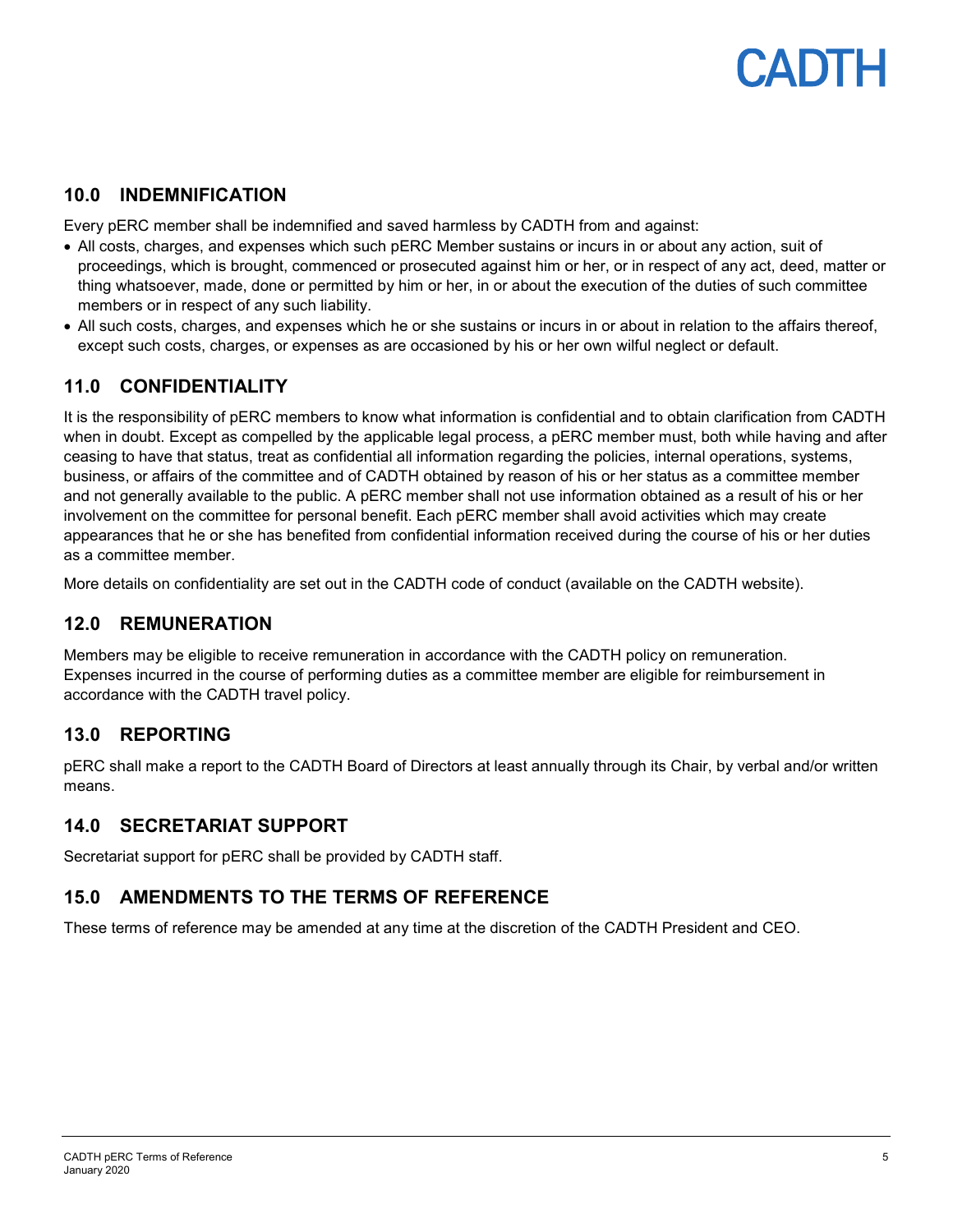## 10.0 INDEMNIFICATION

Every pERC member shall be indemnified and saved harmless by CADTH from and against:

- All costs, charges, and expenses which such pERC Member sustains or incurs in or about any action, suit of proceedings, which is brought, commenced or prosecuted against him or her, or in respect of any act, deed, matter or thing whatsoever, made, done or permitted by him or her, in or about the execution of the duties of such committee members or in respect of any such liability.
- All such costs, charges, and expenses which he or she sustains or incurs in or about in relation to the affairs thereof, except such costs, charges, or expenses as are occasioned by his or her own wilful neglect or default.

## 11.0 CONFIDENTIALITY

It is the responsibility of pERC members to know what information is confidential and to obtain clarification from CADTH when in doubt. Except as compelled by the applicable legal process, a pERC member must, both while having and after ceasing to have that status, treat as confidential all information regarding the policies, internal operations, systems, business, or affairs of the committee and of CADTH obtained by reason of his or her status as a committee member and not generally available to the public. A pERC member shall not use information obtained as a result of his or her involvement on the committee for personal benefit. Each pERC member shall avoid activities which may create appearances that he or she has benefited from confidential information received during the course of his or her duties as a committee member.

More details on confidentiality are set out in the CADTH code of conduct (available on the CADTH website).

## 12.0 REMUNERATION

Members may be eligible to receive remuneration in accordance with the CADTH policy on remuneration. Expenses incurred in the course of performing duties as a committee member are eligible for reimbursement in accordance with the CADTH travel policy.

## 13.0 REPORTING

pERC shall make a report to the CADTH Board of Directors at least annually through its Chair, by verbal and/or written means.

## 14.0 SECRETARIAT SUPPORT

Secretariat support for pERC shall be provided by CADTH staff.

## 15.0 AMENDMENTS TO THE TERMS OF REFERENCE

These terms of reference may be amended at any time at the discretion of the CADTH President and CEO.